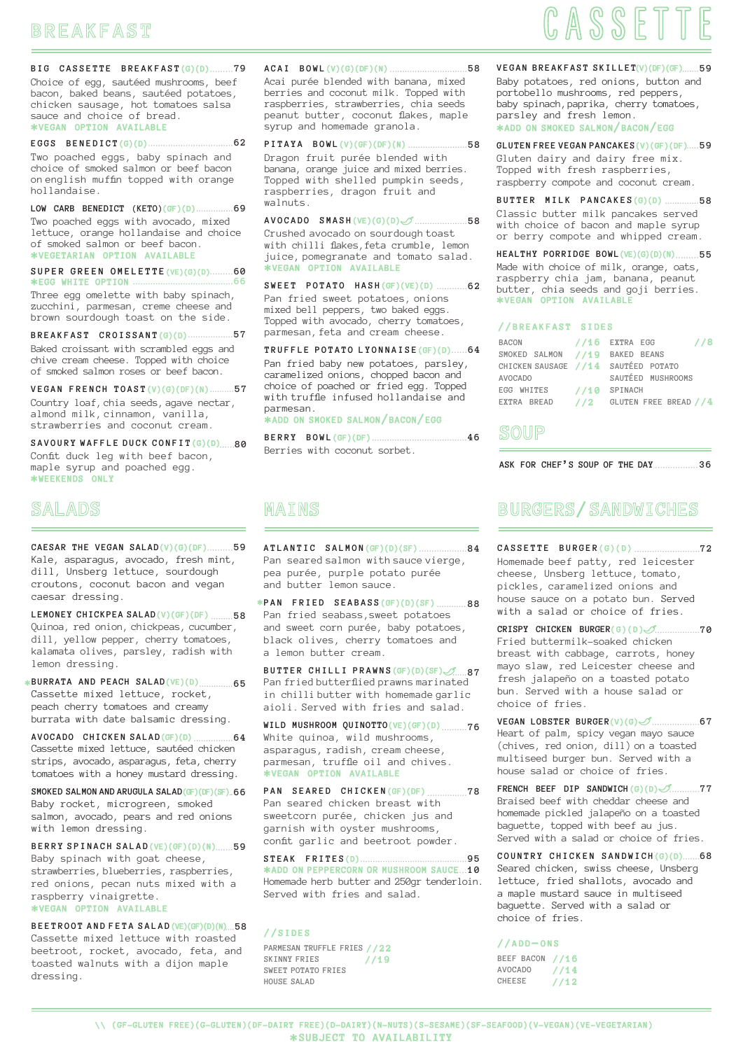# CASSETTE

## BREAKFAST

**BIG CASSETTE BREAKFAST** (G)(D) ........ 79
Choice of eggs, sautéed mushrooms, beef bacon, baked beans, sautéed potatoes, chicken sausage, hot tomatoes salsa sauce and choice of bread.
*VEGAN OPTION AVAILABLE

**EGGS BENEDICT** (G)(D) ........ 62
Two poached eggs, baby spinach and choice of smoked salmon or beef bacon on english muffin topped with orange hollandaise.

**LOW CARB BENEDICT (KETO)** (GF)(D) ........ 69
Two poached eggs with avocado, mixed lettuce, orange hollandaise and choice of smoked salmon or beef bacon.
*VEGETARIAN OPTION AVAILABLE

**SUPER GREEN OMELETTE** (VE)(G)(D) ........ 60
*EGG WHITE OPTION ........ 66
Three egg omelette with baby spinach, zucchini, parmesan, creme cheese and brown sourdough toast on the side.

**BREAKFAST CROISSANT** (G)(D) ........ 57
Baked croissant with scrambled eggs and chive cream cheese. Topped with choice of smoked salmon roses or beef bacon.

**VEGAN FRENCH TOAST** (V)(G)(DF)(N) ........ 57
Country loaf, chia seeds, agave nectar, almond milk, cinnamon, vanilla, strawberries and coconut cream.

**SAVOURY WAFFLE DUCK CONFIT** (G)(D) ........ 80
Confit duck leg with beef bacon, maple syrup and poached egg.
*WEEKENDS ONLY

**ACAI BOWL** (V)(G)(DF)(N) ........ 58
Acai purée blended with banana, mixed berries and coconut milk. Topped with raspberries, strawberries, chia seeds peanut butter, coconut flakes, maple syrup and homemade granola.

**PITAYA BOWL** (V)(GF)(DF)(N) ........ 58
Dragon fruit purée blended with banana, orange juice and mixed berries. Topped with shelled pumpkin seeds, raspberries, dragon fruit and walnuts.

**AVOCADO SMASH** (VE)(G)(D) ........ 58
Crushed avocado on sourdough toast with chilli flakes, feta crumble, lemon juice, pomegranate and tomato salad.
*VEGAN OPTION AVAILABLE

**SWEET POTATO HASH** (GF)(VE)(D) ........ 62
Pan fried sweet potatoes, onions mixed bell peppers, two baked eggs. Topped with avocado, cherry tomatoes, parmesan, feta and cream cheese.

**TRUFFLE POTATO LYONNAISE** (GF)(D) ........ 64
Pan fried baby new potatoes, parsley, caramelized onions, chopped bacon and choice of poached or fried egg. Topped with truffle infused hollandaise and parmesan.
*ADD ON SMOKED SALMON/BACON/EGG

**BERRY BOWL** (GF)(DF) ........ 46
Berries with coconut sorbet.

**VEGAN BREAKFAST SKILLET** (V)(DF)(GF) ........ 59
Baby potatoes, red onions, button and portobello mushrooms, red peppers, baby spinach, paprika, cherry tomatoes, parsley and fresh lemon.
*ADD ON SMOKED SALMON/BACON/EGG

**GLUTEN FREE VEGAN PANCAKES** (V)(GF)(DF) ........ 59
Gluten dairy and dairy free mix. Topped with fresh raspberries, raspberry compote and coconut cream.

**BUTTER MILK PANCAKES** (G)(D) ........ 58
Classic butter milk pancakes served with choice of bacon and maple syrup or berry compote and whipped cream.

**HEALTHY PORRIDGE BOWL** (VE)(G)(D)(N) ........ 55
Made with choice of milk, orange, oats, raspberry chia jam, banana, peanut butter, chia seeds and goji berries.
*VEGAN OPTION AVAILABLE

### //BREAKFAST SIDES

| | | | |
|---|---|---|---|
| BACON | //16 | EXTRA EGG | //8 |
| SMOKED SALMON | //19 | BAKED BEANS | |
| CHICKEN SAUSAGE | //14 | SAUTÉED POTATO | |
| AVOCADO | | SAUTÉED MUSHROOMS | |
| EGG WHITES | //10 | SPINACH | |
| EXTRA BREAD | //2 | GLUTEN FREE BREAD | //4 |

## SOUP

ASK FOR CHEF'S SOUP OF THE DAY ........ 36

## SALADS

**CAESAR THE VEGAN SALAD** (V)(G)(DF) ........ 59
Kale, asparagus, avocado, fresh mint, dill, Unsberg lettuce, sourdough croutons, coconut bacon and vegan caesar dressing.

**LEMONEY CHICKPEA SALAD** (V)(GF)(DF) ........ 58
Quinoa, red onion, chickpeas, cucumber, dill, yellow pepper, cherry tomatoes, kalamata olives, parsley, radish with lemon dressing.

***BURRATA AND PEACH SALAD** (VE)(D) ........ 65
Cassette mixed lettuce, rocket, peach cherry tomatoes and creamy burrata with date balsamic dressing.

**AVOCADO CHICKEN SALAD** (GF)(D) ........ 64
Cassette mixed lettuce, sautéed chicken strips, avocado, asparagus, feta, cherry tomatoes with a honey mustard dressing.

**SMOKED SALMON AND ARUGULA SALAD** (GF)(DF)(SF) ........ 66
Baby rocket, microgreen, smoked salmon, avocado, pears and red onions with lemon dressing.

**BERRY SPINACH SALAD** (VE)(GF)(D)(N) ........ 59
Baby spinach with goat cheese, strawberries, blueberries, raspberries, red onions, pecan nuts mixed with a raspberry vinaigrette.
*VEGAN OPTION AVAILABLE

**BEETROOT AND FETA SALAD** (VE)(GF)(D)(N) ........ 58
Cassette mixed lettuce with roasted beetroot, rocket, avocado, feta, and toasted walnuts with a dijon maple dressing.

## MAINS

**ATLANTIC SALMON** (GF)(D)(SF) ........ 84
Pan seared salmon with sauce vierge, pea purée, purple potato purée and butter lemon sauce.

***PAN FRIED SEABASS** (GF)(D)(SF) ........ 88
Pan fried seabass, sweet potatoes and sweet corn purée, baby potatoes, black olives, cherry tomatoes and a lemon butter cream.

**BUTTER CHILLI PRAWNS** (GF)(D)(SF) ........ 87
Pan fried butterflied prawns marinated in chilli butter with homemade garlic aioli. Served with fries and salad.

**WILD MUSHROOM QUINOTTO** (VE)(GF)(D) ........ 76
White quinoa, wild mushrooms, asparagus, radish, cream cheese, parmesan, truffle oil and chives.
*VEGAN OPTION AVAILABLE

**PAN SEARED CHICKEN** (GF)(DF) ........ 78
Pan seared chicken breast with sweetcorn purée, chicken jus and garnish with oyster mushrooms, confit garlic and beetroot powder.

**STEAK FRITES** (D) ........ 95
*ADD ON PEPPERCORN OR MUSHROOM SAUCE ........ 10
Homemade herb butter and 250gr tenderloin. Served with fries and salad.

### //SIDES

| | |
|---|---|
| PARMESAN TRUFFLE FRIES | //22 |
| SKINNY FRIES | //19 |
| SWEET POTATO FRIES | |
| HOUSE SALAD | |

## BURGERS/SANDWICHES

**CASSETTE BURGER** (G)(D) ........ 72
Homemade beef patty, red leicester cheese, Unsberg lettuce, tomato, pickles, caramelized onions and house sauce on a potato bun. Served with a salad or choice of fries.

**CRISPY CHICKEN BURGER** (G)(D) ........ 70
Fried buttermilk-soaked chicken breast with cabbage, carrots, honey mayo slaw, red Leicester cheese and fresh jalapeño on a toasted potato bun. Served with a house salad or choice of fries.

**VEGAN LOBSTER BURGER** (V)(G) ........ 67
Heart of palm, spicy vegan mayo sauce (chives, red onion, dill) on a toasted multiseed burger bun. Served with a house salad or choice of fries.

**FRENCH BEEF DIP SANDWICH** (G)(D) ........ 77
Braised beef with cheddar cheese and homemade pickled jalapeño on a toasted baguette, topped with beef au jus. Served with a salad or choice of fries.

**COUNTRY CHICKEN SANDWICH** (G)(D) ........ 68
Seared chicken, swiss cheese, Unsberg lettuce, fried shallots, avocado and a maple mustard sauce in multiseed baguette. Served with a salad or choice of fries.

### //ADD-ONS

| | |
|---|---|
| BEEF BACON | //16 |
| AVOCADO | //14 |
| CHEESE | //12 |

\\ (GF-GLUTEN FREE)(G-GLUTEN)(DF-DAIRY FREE)(D-DAIRY)(N-NUTS)(S-SESAME)(SF-SEAFOOD)(V-VEGAN)(VE-VEGETARIAN)

*SUBJECT TO AVAILABILITY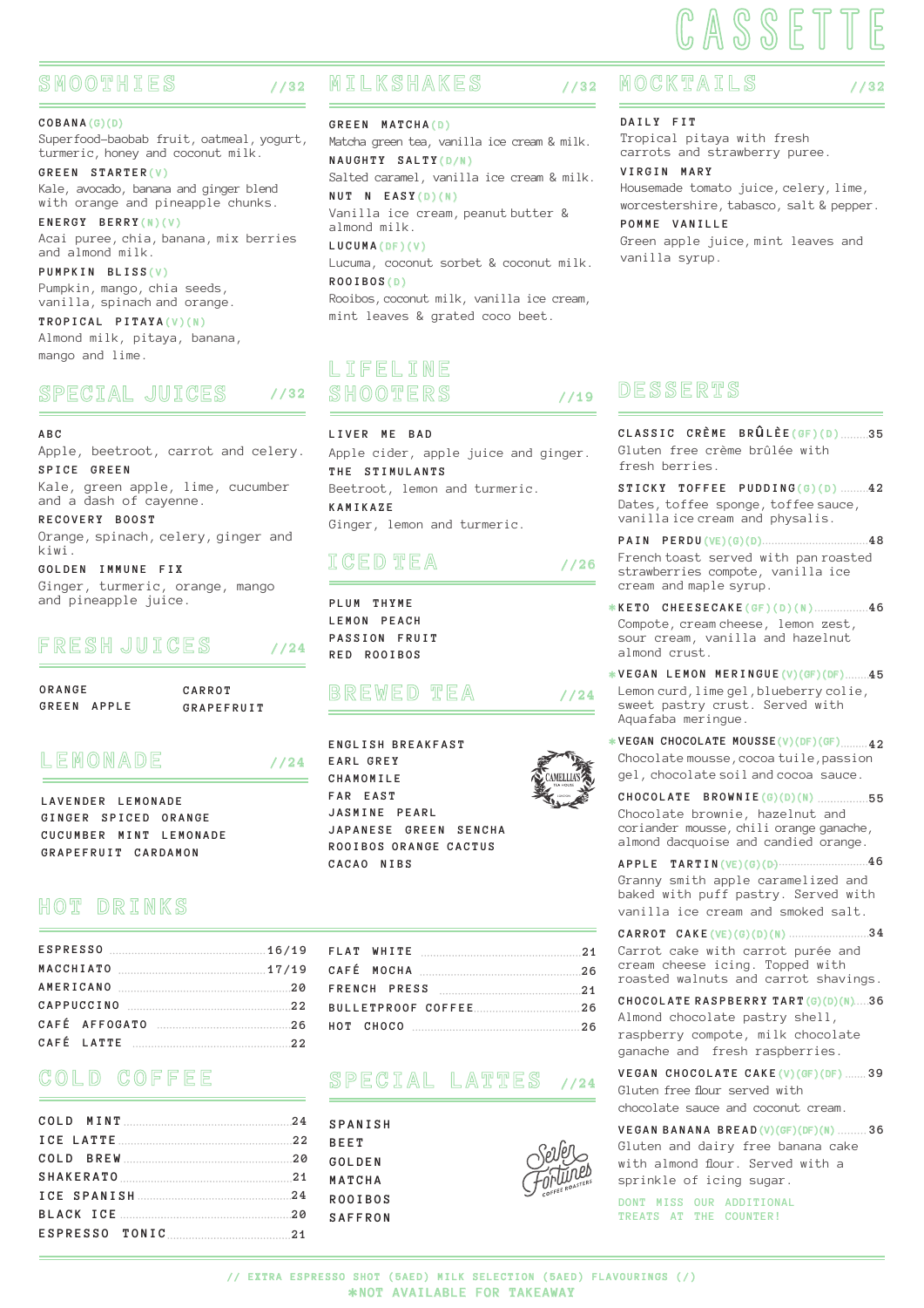# CASSETTE

## SMOOTHIES //32

**COBANA** (G)(D)
Superfood-baobab fruit, oatmeal, yogurt, turmeric, honey and coconut milk.

**GREEN STARTER** (V)
Kale, avocado, banana and ginger blend with orange and pineapple chunks.

**ENERGY BERRY** (N)(V)
Acai puree, chia, banana, mix berries and almond milk.

**PUMPKIN BLISS** (V)
Pumpkin, mango, chia seeds, vanilla, spinach and orange.

**TROPICAL PITAYA** (V)(N)
Almond milk, pitaya, banana, mango and lime.

## SPECIAL JUICES //32

**ABC**
Apple, beetroot, carrot and celery.

**SPICE GREEN**
Kale, green apple, lime, cucumber and a dash of cayenne.

**RECOVERY BOOST**
Orange, spinach, celery, ginger and kiwi.

**GOLDEN IMMUNE FIX**
Ginger, turmeric, orange, mango and pineapple juice.

## FRESH JUICES //24

ORANGE
GREEN APPLE
CARROT
GRAPEFRUIT

## LEMONADE //24

LAVENDER LEMONADE
GINGER SPICED ORANGE
CUCUMBER MINT LEMONADE
GRAPEFRUIT CARDAMON

## MILKSHAKES //32

**GREEN MATCHA** (D)
Matcha green tea, vanilla ice cream & milk.

**NAUGHTY SALTY** (D/N)
Salted caramel, vanilla ice cream & milk.

**NUT N EASY** (D)(N)
Vanilla ice cream, peanut butter & almond milk.

**LUCUMA** (DF)(V)
Lucuma, coconut sorbet & coconut milk.

**ROOIBOS** (D)
Rooibos, coconut milk, vanilla ice cream, mint leaves & grated coco beet.

## LIFELINE SHOOTERS //19

**LIVER ME BAD**
Apple cider, apple juice and ginger.

**THE STIMULANTS**
Beetroot, lemon and turmeric.

**KAMIKAZE**
Ginger, lemon and turmeric.

## ICED TEA //26

PLUM THYME
LEMON PEACH
PASSION FRUIT
RED ROOIBOS

## BREWED TEA //24

ENGLISH BREAKFAST
EARL GREY
CHAMOMILE
FAR EAST
JASMINE PEARL
JAPANESE GREEN SENCHA
ROOIBOS ORANGE CACTUS
CACAO NIBS

CAMELLIA'S TEA HOUSE

## MOCKTAILS //32

**DAILY FIT**
Tropical pitaya with fresh carrots and strawberry puree.

**VIRGIN MARY**
Housemade tomato juice, celery, lime, worcestershire, tabasco, salt & pepper.

**POMME VANILLE**
Green apple juice, mint leaves and vanilla syrup.

## DESSERTS

**CLASSIC CRÈME BRÛLÈE** (GF)(D) ........ 35
Gluten free crème brûlée with fresh berries.

**STICKY TOFFEE PUDDING** (G)(D) ........ 42
Dates, toffee sponge, toffee sauce, vanilla ice cream and physalis.

**PAIN PERDU** (VE)(G)(D) ........ 48
French toast served with pan roasted strawberries compote, vanilla ice cream and maple syrup.

***KETO CHEESECAKE** (GF)(D)(N) ........ 46
Compote, cream cheese, lemon zest, sour cream, vanilla and hazelnut almond crust.

***VEGAN LEMON MERINGUE** (V)(GF)(DF) ........ 45
Lemon curd, lime gel, blueberry colie, sweet pastry crust. Served with Aquafaba meringue.

***VEGAN CHOCOLATE MOUSSE** (V)(DF)(GF) ........ 42
Chocolate mousse, cocoa tuile, passion gel, chocolate soil and cocoa sauce.

**CHOCOLATE BROWNIE** (G)(D)(N) ........ 55
Chocolate brownie, hazelnut and coriander mousse, chili orange ganache, almond dacquoise and candied orange.

**APPLE TARTIN** (VE)(G)(D) ........ 46
Granny smith apple caramelized and baked with puff pastry. Served with vanilla ice cream and smoked salt.

**CARROT CAKE** (VE)(G)(D)(N) ........ 34
Carrot cake with carrot purée and cream cheese icing. Topped with roasted walnuts and carrot shavings.

**CHOCOLATE RASPBERRY TART** (G)(D)(N) ........ 36
Almond chocolate pastry shell, raspberry compote, milk chocolate ganache and fresh raspberries.

**VEGAN CHOCOLATE CAKE** (V)(GF)(DF) ........ 39
Gluten free flour served with chocolate sauce and coconut cream.

**VEGAN BANANA BREAD** (V)(GF)(DF)(N) ........ 36
Gluten and dairy free banana cake with almond flour. Served with a sprinkle of icing sugar.

DONT MISS OUR ADDITIONAL TREATS AT THE COUNTER!

## HOT DRINKS

| | |
|---|---|
| ESPRESSO | 16/19 |
| MACCHIATO | 17/19 |
| AMERICANO | 20 |
| CAPPUCCINO | 22 |
| CAFÉ AFFOGATO | 26 |
| CAFÉ LATTE | 22 |
| FLAT WHITE | 21 |
| CAFÉ MOCHA | 26 |
| FRENCH PRESS | 21 |
| BULLETPROOF COFFEE | 26 |
| HOT CHOCO | 26 |

## COLD COFFEE

| | |
|---|---|
| COLD MINT | 24 |
| ICE LATTE | 22 |
| COLD BREW | 20 |
| SHAKERATO | 21 |
| ICE SPANISH | 24 |
| BLACK ICE | 20 |
| ESPRESSO TONIC | 21 |

## SPECIAL LATTES //24

SPANISH
BEET
GOLDEN
MATCHA
ROOIBOS
SAFFRON

Seven Fortunes COFFEE ROASTERS

// EXTRA ESPRESSO SHOT (5AED) MILK SELECTION (5AED) FLAVOURINGS (/)

*NOT AVAILABLE FOR TAKEAWAY